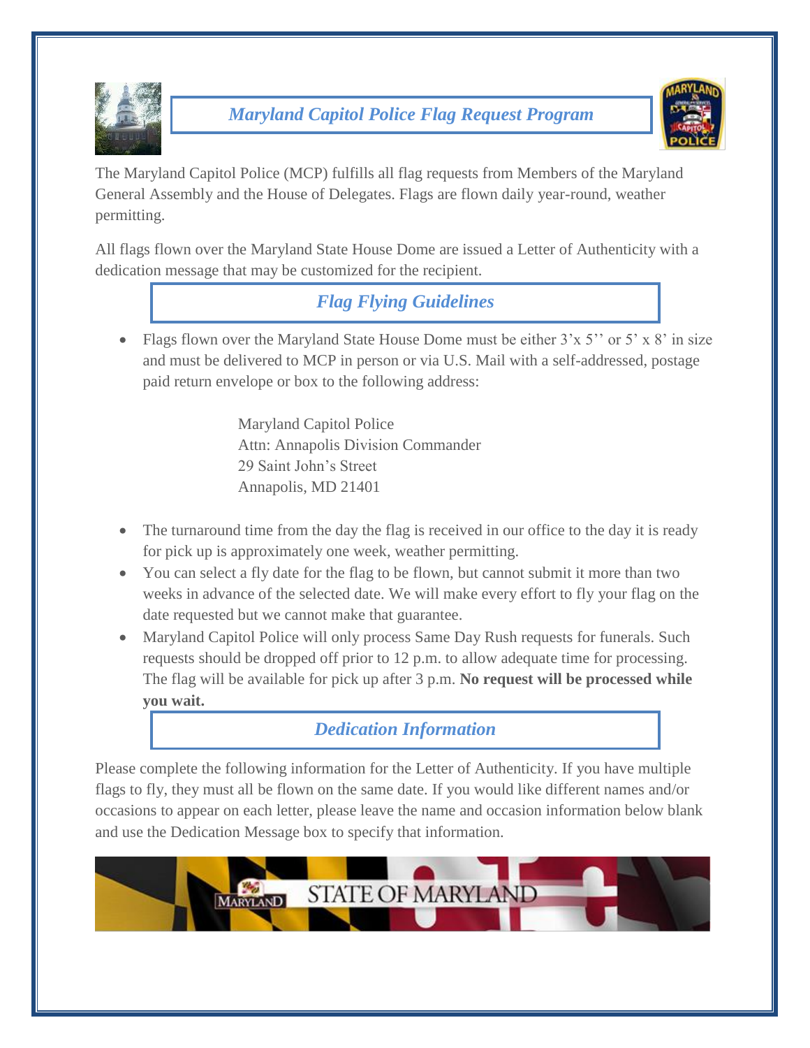# *Maryland Capitol Police Flag Request Program*

The Maryland Capitol Police (MCP) fulfills all flag requests from Members of the Maryland General Assembly and the House of Delegates. Flags are flown daily year-round, weather permitting.

All flags flown over the Maryland State House Dome are issued a Letter of Authenticity with a dedication message that may be customized for the recipient.

## *Flag Flying Guidelines*

- Flags flown over the Maryland State House Dome must be either 3'x 5'' or 5' x 8' in size and must be delivered to MCP in person or via U.S. Mail with a self-addressed, postage paid return envelope or box to the following address:

  Maryland Capitol Police
  Attn: Annapolis Division Commander
  29 Saint John's Street
  Annapolis, MD 21401

- The turnaround time from the day the flag is received in our office to the day it is ready for pick up is approximately one week, weather permitting.
- You can select a fly date for the flag to be flown, but cannot submit it more than two weeks in advance of the selected date. We will make every effort to fly your flag on the date requested but we cannot make that guarantee.
- Maryland Capitol Police will only process Same Day Rush requests for funerals. Such requests should be dropped off prior to 12 p.m. to allow adequate time for processing. The flag will be available for pick up after 3 p.m. **No request will be processed while you wait.**

## *Dedication Information*

Please complete the following information for the Letter of Authenticity. If you have multiple flags to fly, they must all be flown on the same date. If you would like different names and/or occasions to appear on each letter, please leave the name and occasion information below blank and use the Dedication Message box to specify that information.

MARYLAND STATE OF MARYLAND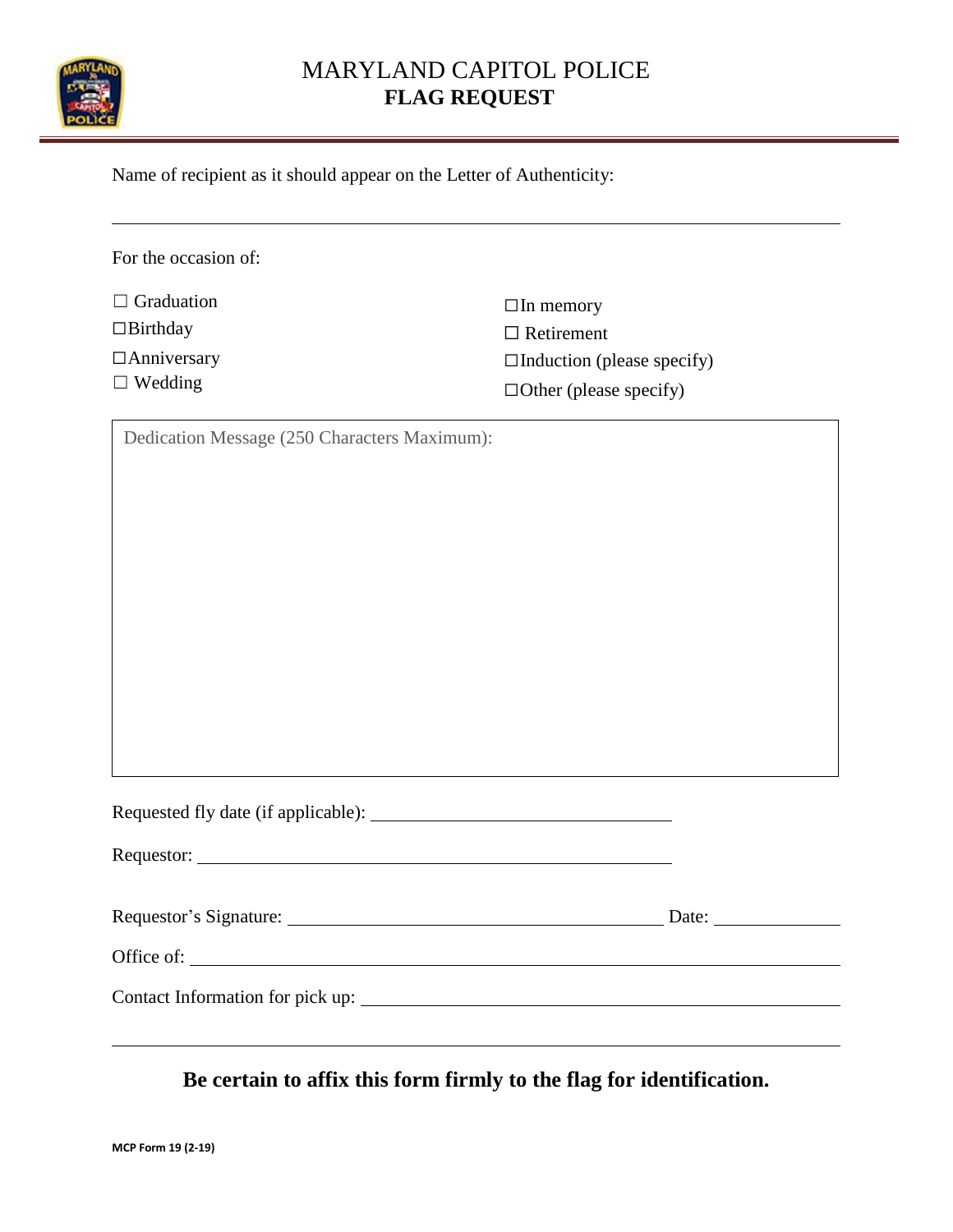# MARYLAND CAPITOL POLICE
## FLAG REQUEST

Name of recipient as it should appear on the Letter of Authenticity:

______________________________________________________________________

For the occasion of:

☐ Graduation

☐Birthday

☐Anniversary

☐ Wedding

☐In memory

☐ Retirement

☐Induction (please specify)

☐Other (please specify)

Dedication Message (250 Characters Maximum):

Requested fly date (if applicable): ____________________

Requestor: ____________________

Requestor's Signature: ____________________ Date: __________

Office of: ____________________

Contact Information for pick up: ____________________

______________________________________________________________________

**Be certain to affix this form firmly to the flag for identification.**

**MCP Form 19 (2-19)**